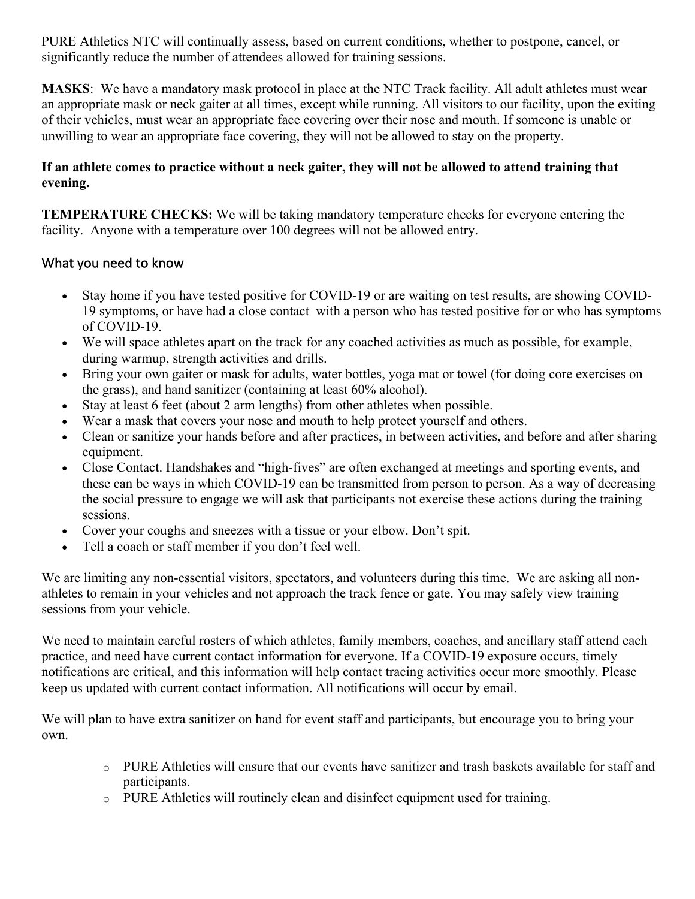PURE Athletics NTC will continually assess, based on current conditions, whether to postpone, cancel, or significantly reduce the number of attendees allowed for training sessions.

**MASKS**: We have a mandatory mask protocol in place at the NTC Track facility. All adult athletes must wear an appropriate mask or neck gaiter at all times, except while running. All visitors to our facility, upon the exiting of their vehicles, must wear an appropriate face covering over their nose and mouth. If someone is unable or unwilling to wear an appropriate face covering, they will not be allowed to stay on the property.

**If an athlete comes to practice without a neck gaiter, they will not be allowed to attend training that evening.**

**TEMPERATURE CHECKS:** We will be taking mandatory temperature checks for everyone entering the facility. Anyone with a temperature over 100 degrees will not be allowed entry.

## What you need to know

- Stay home if you have tested positive for COVID-19 or are waiting on test results, are showing COVID-19 symptoms, or have had a close contact with a person who has tested positive for or who has symptoms of COVID-19.
- We will space athletes apart on the track for any coached activities as much as possible, for example, during warmup, strength activities and drills.
- Bring your own gaiter or mask for adults, water bottles, yoga mat or towel (for doing core exercises on the grass), and hand sanitizer (containing at least 60% alcohol).
- Stay at least 6 feet (about 2 arm lengths) from other athletes when possible.
- Wear a mask that covers your nose and mouth to help protect yourself and others.
- Clean or sanitize your hands before and after practices, in between activities, and before and after sharing equipment.
- Close Contact. Handshakes and "high-fives" are often exchanged at meetings and sporting events, and these can be ways in which COVID-19 can be transmitted from person to person. As a way of decreasing the social pressure to engage we will ask that participants not exercise these actions during the training sessions.
- Cover your coughs and sneezes with a tissue or your elbow. Don't spit.
- Tell a coach or staff member if you don't feel well.

We are limiting any non-essential visitors, spectators, and volunteers during this time. We are asking all non-athletes to remain in your vehicles and not approach the track fence or gate. You may safely view training sessions from your vehicle.

We need to maintain careful rosters of which athletes, family members, coaches, and ancillary staff attend each practice, and need have current contact information for everyone. If a COVID-19 exposure occurs, timely notifications are critical, and this information will help contact tracing activities occur more smoothly. Please keep us updated with current contact information. All notifications will occur by email.

We will plan to have extra sanitizer on hand for event staff and participants, but encourage you to bring your own.

- PURE Athletics will ensure that our events have sanitizer and trash baskets available for staff and participants.
- PURE Athletics will routinely clean and disinfect equipment used for training.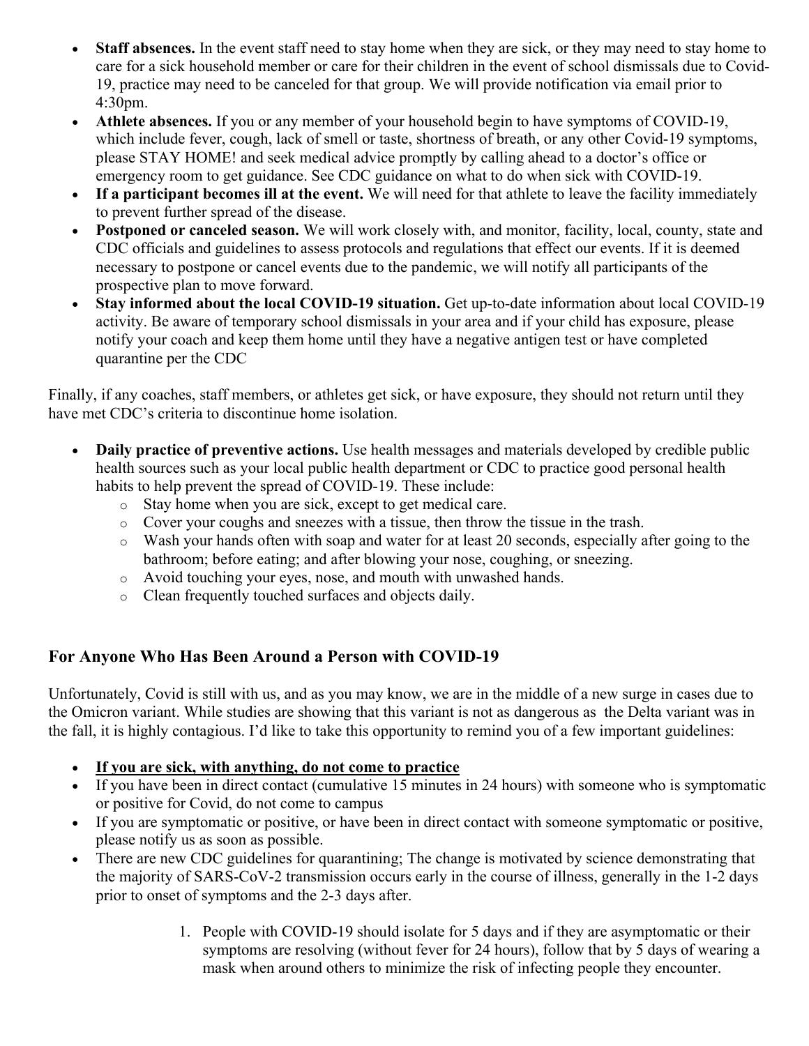- **Staff absences.** In the event staff need to stay home when they are sick, or they may need to stay home to care for a sick household member or care for their children in the event of school dismissals due to Covid-19, practice may need to be canceled for that group. We will provide notification via email prior to 4:30pm.
- **Athlete absences.** If you or any member of your household begin to have symptoms of COVID-19, which include fever, cough, lack of smell or taste, shortness of breath, or any other Covid-19 symptoms, please STAY HOME! and seek medical advice promptly by calling ahead to a doctor's office or emergency room to get guidance. See CDC guidance on what to do when sick with COVID-19.
- **If a participant becomes ill at the event.** We will need for that athlete to leave the facility immediately to prevent further spread of the disease.
- **Postponed or canceled season.** We will work closely with, and monitor, facility, local, county, state and CDC officials and guidelines to assess protocols and regulations that effect our events. If it is deemed necessary to postpone or cancel events due to the pandemic, we will notify all participants of the prospective plan to move forward.
- **Stay informed about the local COVID-19 situation.** Get up-to-date information about local COVID-19 activity. Be aware of temporary school dismissals in your area and if your child has exposure, please notify your coach and keep them home until they have a negative antigen test or have completed quarantine per the CDC

Finally, if any coaches, staff members, or athletes get sick, or have exposure, they should not return until they have met CDC's criteria to discontinue home isolation.

- **Daily practice of preventive actions.** Use health messages and materials developed by credible public health sources such as your local public health department or CDC to practice good personal health habits to help prevent the spread of COVID-19. These include:
  - Stay home when you are sick, except to get medical care.
  - Cover your coughs and sneezes with a tissue, then throw the tissue in the trash.
  - Wash your hands often with soap and water for at least 20 seconds, especially after going to the bathroom; before eating; and after blowing your nose, coughing, or sneezing.
  - Avoid touching your eyes, nose, and mouth with unwashed hands.
  - Clean frequently touched surfaces and objects daily.

## For Anyone Who Has Been Around a Person with COVID-19

Unfortunately, Covid is still with us, and as you may know, we are in the middle of a new surge in cases due to the Omicron variant. While studies are showing that this variant is not as dangerous as the Delta variant was in the fall, it is highly contagious. I'd like to take this opportunity to remind you of a few important guidelines:

- **<u>If you are sick, with anything, do not come to practice</u>**
- If you have been in direct contact (cumulative 15 minutes in 24 hours) with someone who is symptomatic or positive for Covid, do not come to campus
- If you are symptomatic or positive, or have been in direct contact with someone symptomatic or positive, please notify us as soon as possible.
- There are new CDC guidelines for quarantining; The change is motivated by science demonstrating that the majority of SARS-CoV-2 transmission occurs early in the course of illness, generally in the 1-2 days prior to onset of symptoms and the 2-3 days after.

  1. People with COVID-19 should isolate for 5 days and if they are asymptomatic or their symptoms are resolving (without fever for 24 hours), follow that by 5 days of wearing a mask when around others to minimize the risk of infecting people they encounter.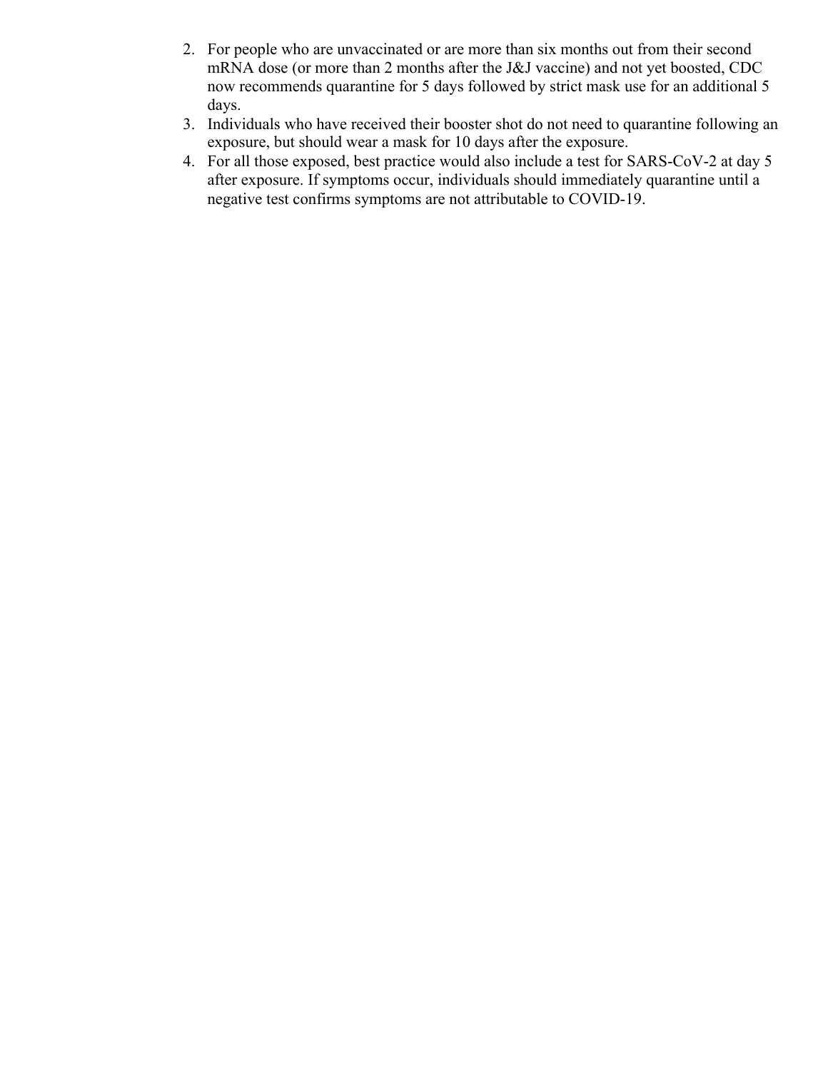2. For people who are unvaccinated or are more than six months out from their second mRNA dose (or more than 2 months after the J&J vaccine) and not yet boosted, CDC now recommends quarantine for 5 days followed by strict mask use for an additional 5 days.
3. Individuals who have received their booster shot do not need to quarantine following an exposure, but should wear a mask for 10 days after the exposure.
4. For all those exposed, best practice would also include a test for SARS-CoV-2 at day 5 after exposure. If symptoms occur, individuals should immediately quarantine until a negative test confirms symptoms are not attributable to COVID-19.